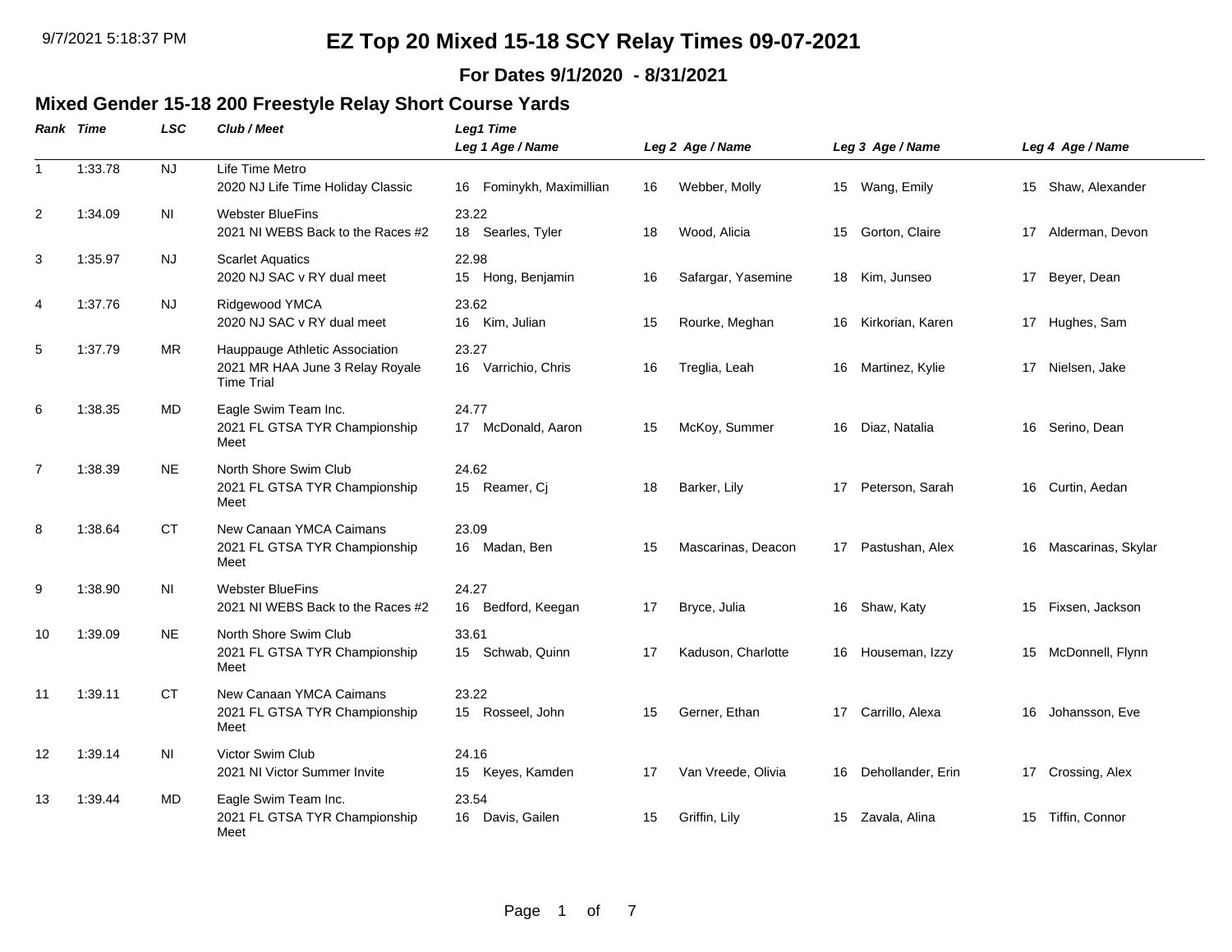# EZ Top 20 Mixed 15-18 SCY Relay Times 09-07-2021

**For Dates 9/1/2020 - 8/31/2021**

## Mixed Gender 15-18 200 Freestyle Relay Short Course Yards

| Rank | Time | LSC | Club / Meet | Leg1 Time / Leg 1 Age / Name | Leg 2 Age / Name | Leg 3 Age / Name | Leg 4 Age / Name |
|---|---|---|---|---|---|---|---|
| 1 | 1:33.78 | NJ | Life Time Metro<br>2020 NJ Life Time Holiday Classic | 16 Fominykh, Maximillian | 16 Webber, Molly | 15 Wang, Emily | 15 Shaw, Alexander |
| 2 | 1:34.09 | NI | Webster BlueFins<br>2021 NI WEBS Back to the Races #2 | 23.22<br>18 Searles, Tyler | 18 Wood, Alicia | 15 Gorton, Claire | 17 Alderman, Devon |
| 3 | 1:35.97 | NJ | Scarlet Aquatics<br>2020 NJ SAC v RY dual meet | 22.98<br>15 Hong, Benjamin | 16 Safargar, Yasemine | 18 Kim, Junseo | 17 Beyer, Dean |
| 4 | 1:37.76 | NJ | Ridgewood YMCA<br>2020 NJ SAC v RY dual meet | 23.62<br>16 Kim, Julian | 15 Rourke, Meghan | 16 Kirkorian, Karen | 17 Hughes, Sam |
| 5 | 1:37.79 | MR | Hauppauge Athletic Association<br>2021 MR HAA June 3 Relay Royale Time Trial | 23.27<br>16 Varrichio, Chris | 16 Treglia, Leah | 16 Martinez, Kylie | 17 Nielsen, Jake |
| 6 | 1:38.35 | MD | Eagle Swim Team Inc.<br>2021 FL GTSA TYR Championship Meet | 24.77<br>17 McDonald, Aaron | 15 McKoy, Summer | 16 Diaz, Natalia | 16 Serino, Dean |
| 7 | 1:38.39 | NE | North Shore Swim Club<br>2021 FL GTSA TYR Championship Meet | 24.62<br>15 Reamer, Cj | 18 Barker, Lily | 17 Peterson, Sarah | 16 Curtin, Aedan |
| 8 | 1:38.64 | CT | New Canaan YMCA Caimans<br>2021 FL GTSA TYR Championship Meet | 23.09<br>16 Madan, Ben | 15 Mascarinas, Deacon | 17 Pastushan, Alex | 16 Mascarinas, Skylar |
| 9 | 1:38.90 | NI | Webster BlueFins<br>2021 NI WEBS Back to the Races #2 | 24.27<br>16 Bedford, Keegan | 17 Bryce, Julia | 16 Shaw, Katy | 15 Fixsen, Jackson |
| 10 | 1:39.09 | NE | North Shore Swim Club<br>2021 FL GTSA TYR Championship Meet | 33.61<br>15 Schwab, Quinn | 17 Kaduson, Charlotte | 16 Houseman, Izzy | 15 McDonnell, Flynn |
| 11 | 1:39.11 | CT | New Canaan YMCA Caimans<br>2021 FL GTSA TYR Championship Meet | 23.22<br>15 Rosseel, John | 15 Gerner, Ethan | 17 Carrillo, Alexa | 16 Johansson, Eve |
| 12 | 1:39.14 | NI | Victor Swim Club<br>2021 NI Victor Summer Invite | 24.16<br>15 Keyes, Kamden | 17 Van Vreede, Olivia | 16 Dehollander, Erin | 17 Crossing, Alex |
| 13 | 1:39.44 | MD | Eagle Swim Team Inc.<br>2021 FL GTSA TYR Championship Meet | 23.54<br>16 Davis, Gailen | 15 Griffin, Lily | 15 Zavala, Alina | 15 Tiffin, Connor |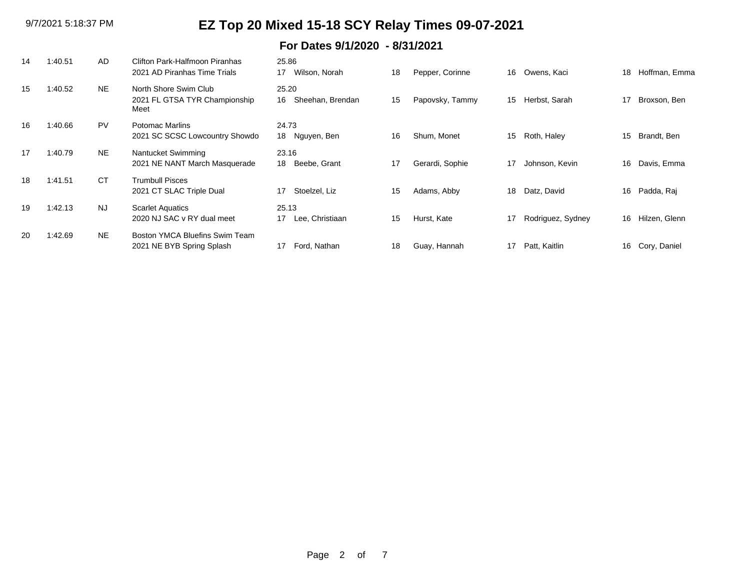# EZ Top 20 Mixed 15-18 SCY Relay Times 09-07-2021

## For Dates 9/1/2020 - 8/31/2021

| Rank | Time | LSC | Team / Meet | Split / Age | Swimmer 1 | Age | Swimmer 2 | Age | Swimmer 3 | Age | Swimmer 4 |
|---|---|---|---|---|---|---|---|---|---|---|---|
| 14 | 1:40.51 | AD | Clifton Park-Halfmoon Piranhas<br>2021 AD Piranhas Time Trials | 25.86<br>17 | Wilson, Norah | 18 | Pepper, Corinne | 16 | Owens, Kaci | 18 | Hoffman, Emma |
| 15 | 1:40.52 | NE | North Shore Swim Club<br>2021 FL GTSA TYR Championship Meet | 25.20<br>16 | Sheehan, Brendan | 15 | Papovsky, Tammy | 15 | Herbst, Sarah | 17 | Broxson, Ben |
| 16 | 1:40.66 | PV | Potomac Marlins<br>2021 SC SCSC Lowcountry Showdo | 24.73<br>18 | Nguyen, Ben | 16 | Shum, Monet | 15 | Roth, Haley | 15 | Brandt, Ben |
| 17 | 1:40.79 | NE | Nantucket Swimming<br>2021 NE NANT March Masquerade | 23.16<br>18 | Beebe, Grant | 17 | Gerardi, Sophie | 17 | Johnson, Kevin | 16 | Davis, Emma |
| 18 | 1:41.51 | CT | Trumbull Pisces<br>2021 CT SLAC Triple Dual | 17 | Stoelzel, Liz | 15 | Adams, Abby | 18 | Datz, David | 16 | Padda, Raj |
| 19 | 1:42.13 | NJ | Scarlet Aquatics<br>2020 NJ SAC v RY dual meet | 25.13<br>17 | Lee, Christiaan | 15 | Hurst, Kate | 17 | Rodriguez, Sydney | 16 | Hilzen, Glenn |
| 20 | 1:42.69 | NE | Boston YMCA Bluefins Swim Team<br>2021 NE BYB Spring Splash | 17 | Ford, Nathan | 18 | Guay, Hannah | 17 | Patt, Kaitlin | 16 | Cory, Daniel |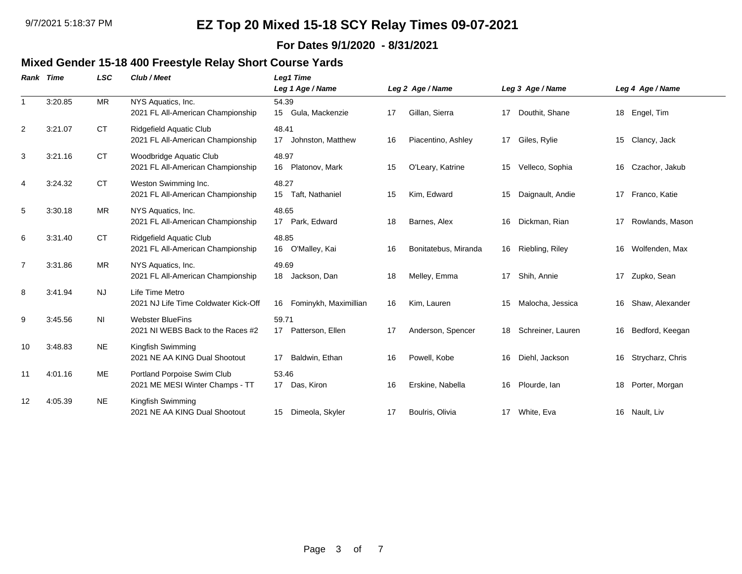# EZ Top 20 Mixed 15-18 SCY Relay Times 09-07-2021

**For Dates 9/1/2020 - 8/31/2021**

## Mixed Gender 15-18 400 Freestyle Relay Short Course Yards

| Rank | Time | LSC | Club / Meet | Leg1 Time<br>Leg 1 Age / Name | Leg 2 Age / Name | Leg 3 Age / Name | Leg 4 Age / Name |
|---|---|---|---|---|---|---|---|
| 1 | 3:20.85 | MR | NYS Aquatics, Inc.<br>2021 FL All-American Championship | 54.39<br>15 Gula, Mackenzie | 17 Gillan, Sierra | 17 Douthit, Shane | 18 Engel, Tim |
| 2 | 3:21.07 | CT | Ridgefield Aquatic Club<br>2021 FL All-American Championship | 48.41<br>17 Johnston, Matthew | 16 Piacentino, Ashley | 17 Giles, Rylie | 15 Clancy, Jack |
| 3 | 3:21.16 | CT | Woodbridge Aquatic Club<br>2021 FL All-American Championship | 48.97<br>16 Platonov, Mark | 15 O'Leary, Katrine | 15 Velleco, Sophia | 16 Czachor, Jakub |
| 4 | 3:24.32 | CT | Weston Swimming Inc.<br>2021 FL All-American Championship | 48.27<br>15 Taft, Nathaniel | 15 Kim, Edward | 15 Daignault, Andie | 17 Franco, Katie |
| 5 | 3:30.18 | MR | NYS Aquatics, Inc.<br>2021 FL All-American Championship | 48.65<br>17 Park, Edward | 18 Barnes, Alex | 16 Dickman, Rian | 17 Rowlands, Mason |
| 6 | 3:31.40 | CT | Ridgefield Aquatic Club<br>2021 FL All-American Championship | 48.85<br>16 O'Malley, Kai | 16 Bonitatebus, Miranda | 16 Riebling, Riley | 16 Wolfenden, Max |
| 7 | 3:31.86 | MR | NYS Aquatics, Inc.<br>2021 FL All-American Championship | 49.69<br>18 Jackson, Dan | 18 Melley, Emma | 17 Shih, Annie | 17 Zupko, Sean |
| 8 | 3:41.94 | NJ | Life Time Metro<br>2021 NJ Life Time Coldwater Kick-Off | 16 Fominykh, Maximillian | 16 Kim, Lauren | 15 Malocha, Jessica | 16 Shaw, Alexander |
| 9 | 3:45.56 | NI | Webster BlueFins<br>2021 NI WEBS Back to the Races #2 | 59.71<br>17 Patterson, Ellen | 17 Anderson, Spencer | 18 Schreiner, Lauren | 16 Bedford, Keegan |
| 10 | 3:48.83 | NE | Kingfish Swimming<br>2021 NE AA KING Dual Shootout | 17 Baldwin, Ethan | 16 Powell, Kobe | 16 Diehl, Jackson | 16 Strycharz, Chris |
| 11 | 4:01.16 | ME | Portland Porpoise Swim Club<br>2021 ME MESI Winter Champs - TT | 53.46<br>17 Das, Kiron | 16 Erskine, Nabella | 16 Plourde, Ian | 18 Porter, Morgan |
| 12 | 4:05.39 | NE | Kingfish Swimming<br>2021 NE AA KING Dual Shootout | 15 Dimeola, Skyler | 17 Boulris, Olivia | 17 White, Eva | 16 Nault, Liv |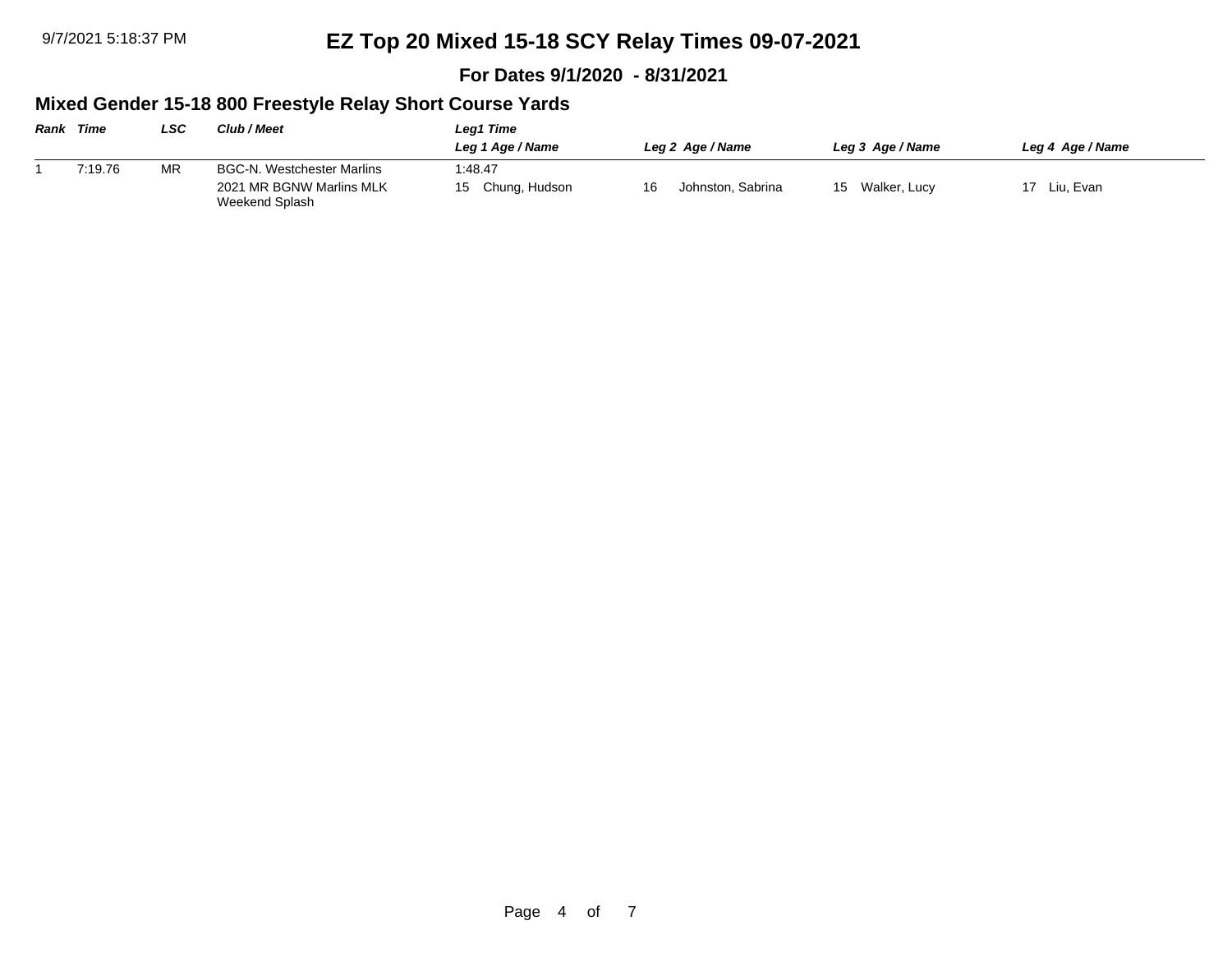9/7/2021 5:18:37 PM

# EZ Top 20 Mixed 15-18 SCY Relay Times 09-07-2021

**For Dates 9/1/2020 - 8/31/2021**

## Mixed Gender 15-18 800 Freestyle Relay Short Course Yards

| *Rank* | *Time* | *LSC* | *Club / Meet* | *Leg1 Time* / *Leg 1 Age / Name* | *Leg 2 Age / Name* | *Leg 3 Age / Name* | *Leg 4 Age / Name* |
|---|---|---|---|---|---|---|---|
| 1 | 7:19.76 | MR | BGC-N. Westchester Marlins | 1:48.47 | | | |
| | | | 2021 MR BGNW Marlins MLK Weekend Splash | 15 Chung, Hudson | 16 Johnston, Sabrina | 15 Walker, Lucy | 17 Liu, Evan |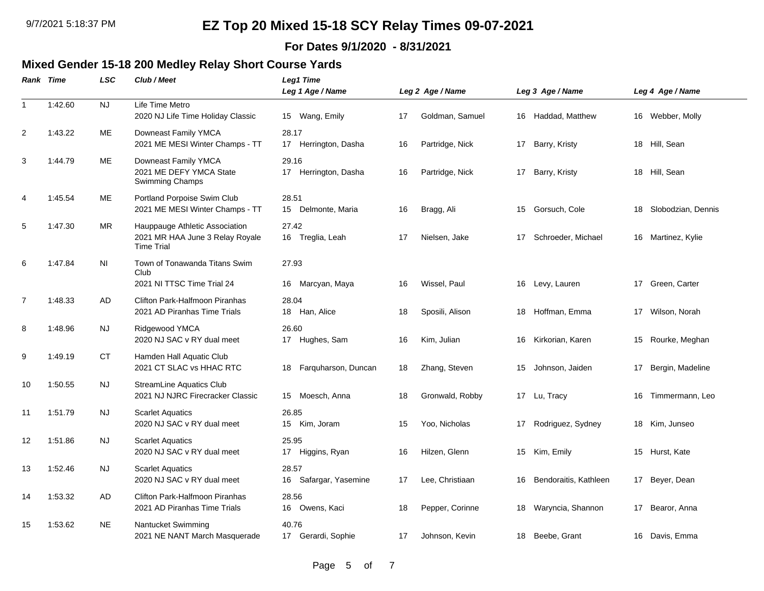# EZ Top 20 Mixed 15-18 SCY Relay Times 09-07-2021

**For Dates 9/1/2020 - 8/31/2021**

## Mixed Gender 15-18 200 Medley Relay Short Course Yards

| Rank | Time | LSC | Club / Meet | Leg1 Time / Leg 1 Age / Name | Leg 2 Age / Name | Leg 3 Age / Name | Leg 4 Age / Name |
|---|---|---|---|---|---|---|---|
| 1 | 1:42.60 | NJ | Life Time Metro<br>2020 NJ Life Time Holiday Classic | 15 Wang, Emily | 17 Goldman, Samuel | 16 Haddad, Matthew | 16 Webber, Molly |
| 2 | 1:43.22 | ME | Downeast Family YMCA<br>2021 ME MESI Winter Champs - TT | 28.17<br>17 Herrington, Dasha | 16 Partridge, Nick | 17 Barry, Kristy | 18 Hill, Sean |
| 3 | 1:44.79 | ME | Downeast Family YMCA<br>2021 ME DEFY YMCA State Swimming Champs | 29.16<br>17 Herrington, Dasha | 16 Partridge, Nick | 17 Barry, Kristy | 18 Hill, Sean |
| 4 | 1:45.54 | ME | Portland Porpoise Swim Club<br>2021 ME MESI Winter Champs - TT | 28.51<br>15 Delmonte, Maria | 16 Bragg, Ali | 15 Gorsuch, Cole | 18 Slobodzian, Dennis |
| 5 | 1:47.30 | MR | Hauppauge Athletic Association<br>2021 MR HAA June 3 Relay Royale Time Trial | 27.42<br>16 Treglia, Leah | 17 Nielsen, Jake | 17 Schroeder, Michael | 16 Martinez, Kylie |
| 6 | 1:47.84 | NI | Town of Tonawanda Titans Swim Club<br>2021 NI TTSC Time Trial 24 | 27.93<br>16 Marcyan, Maya | 16 Wissel, Paul | 16 Levy, Lauren | 17 Green, Carter |
| 7 | 1:48.33 | AD | Clifton Park-Halfmoon Piranhas<br>2021 AD Piranhas Time Trials | 28.04<br>18 Han, Alice | 18 Sposili, Alison | 18 Hoffman, Emma | 17 Wilson, Norah |
| 8 | 1:48.96 | NJ | Ridgewood YMCA<br>2020 NJ SAC v RY dual meet | 26.60<br>17 Hughes, Sam | 16 Kim, Julian | 16 Kirkorian, Karen | 15 Rourke, Meghan |
| 9 | 1:49.19 | CT | Hamden Hall Aquatic Club<br>2021 CT SLAC vs HHAC RTC | 18 Farquharson, Duncan | 18 Zhang, Steven | 15 Johnson, Jaiden | 17 Bergin, Madeline |
| 10 | 1:50.55 | NJ | StreamLine Aquatics Club<br>2021 NJ NJRC Firecracker Classic | 15 Moesch, Anna | 18 Gronwald, Robby | 17 Lu, Tracy | 16 Timmermann, Leo |
| 11 | 1:51.79 | NJ | Scarlet Aquatics<br>2020 NJ SAC v RY dual meet | 26.85<br>15 Kim, Joram | 15 Yoo, Nicholas | 17 Rodriguez, Sydney | 18 Kim, Junseo |
| 12 | 1:51.86 | NJ | Scarlet Aquatics<br>2020 NJ SAC v RY dual meet | 25.95<br>17 Higgins, Ryan | 16 Hilzen, Glenn | 15 Kim, Emily | 15 Hurst, Kate |
| 13 | 1:52.46 | NJ | Scarlet Aquatics<br>2020 NJ SAC v RY dual meet | 28.57<br>16 Safargar, Yasemine | 17 Lee, Christiaan | 16 Bendoraitis, Kathleen | 17 Beyer, Dean |
| 14 | 1:53.32 | AD | Clifton Park-Halfmoon Piranhas<br>2021 AD Piranhas Time Trials | 28.56<br>16 Owens, Kaci | 18 Pepper, Corinne | 18 Waryncia, Shannon | 17 Bearor, Anna |
| 15 | 1:53.62 | NE | Nantucket Swimming<br>2021 NE NANT March Masquerade | 40.76<br>17 Gerardi, Sophie | 17 Johnson, Kevin | 18 Beebe, Grant | 16 Davis, Emma |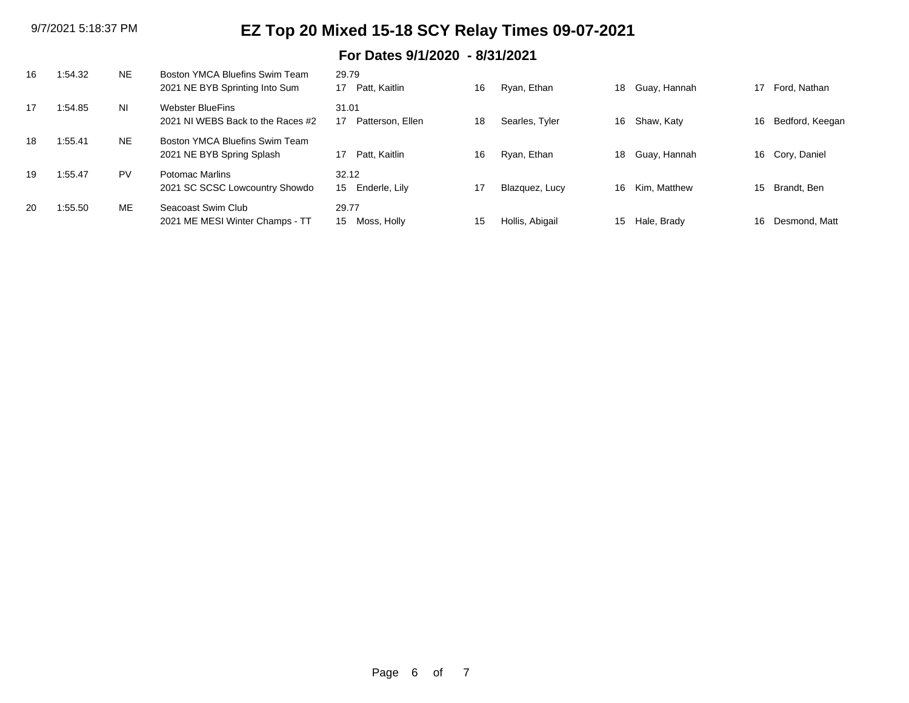# EZ Top 20 Mixed 15-18 SCY Relay Times 09-07-2021

## For Dates 9/1/2020 - 8/31/2021

| Rank | Time | LSC | Team / Meet | Split | Age | Swimmer 1 | Age | Swimmer 2 | Age | Swimmer 3 | Age | Swimmer 4 |
|---|---|---|---|---|---|---|---|---|---|---|---|---|
| 16 | 1:54.32 | NE | Boston YMCA Bluefins Swim Team<br>2021 NE BYB Sprinting Into Sum | 29.79 | 17 | Patt, Kaitlin | 16 | Ryan, Ethan | 18 | Guay, Hannah | 17 | Ford, Nathan |
| 17 | 1:54.85 | NI | Webster BlueFins<br>2021 NI WEBS Back to the Races #2 | 31.01 | 17 | Patterson, Ellen | 18 | Searles, Tyler | 16 | Shaw, Katy | 16 | Bedford, Keegan |
| 18 | 1:55.41 | NE | Boston YMCA Bluefins Swim Team<br>2021 NE BYB Spring Splash | | 17 | Patt, Kaitlin | 16 | Ryan, Ethan | 18 | Guay, Hannah | 16 | Cory, Daniel |
| 19 | 1:55.47 | PV | Potomac Marlins<br>2021 SC SCSC Lowcountry Showdo | 32.12 | 15 | Enderle, Lily | 17 | Blazquez, Lucy | 16 | Kim, Matthew | 15 | Brandt, Ben |
| 20 | 1:55.50 | ME | Seacoast Swim Club<br>2021 ME MESI Winter Champs - TT | 29.77 | 15 | Moss, Holly | 15 | Hollis, Abigail | 15 | Hale, Brady | 16 | Desmond, Matt |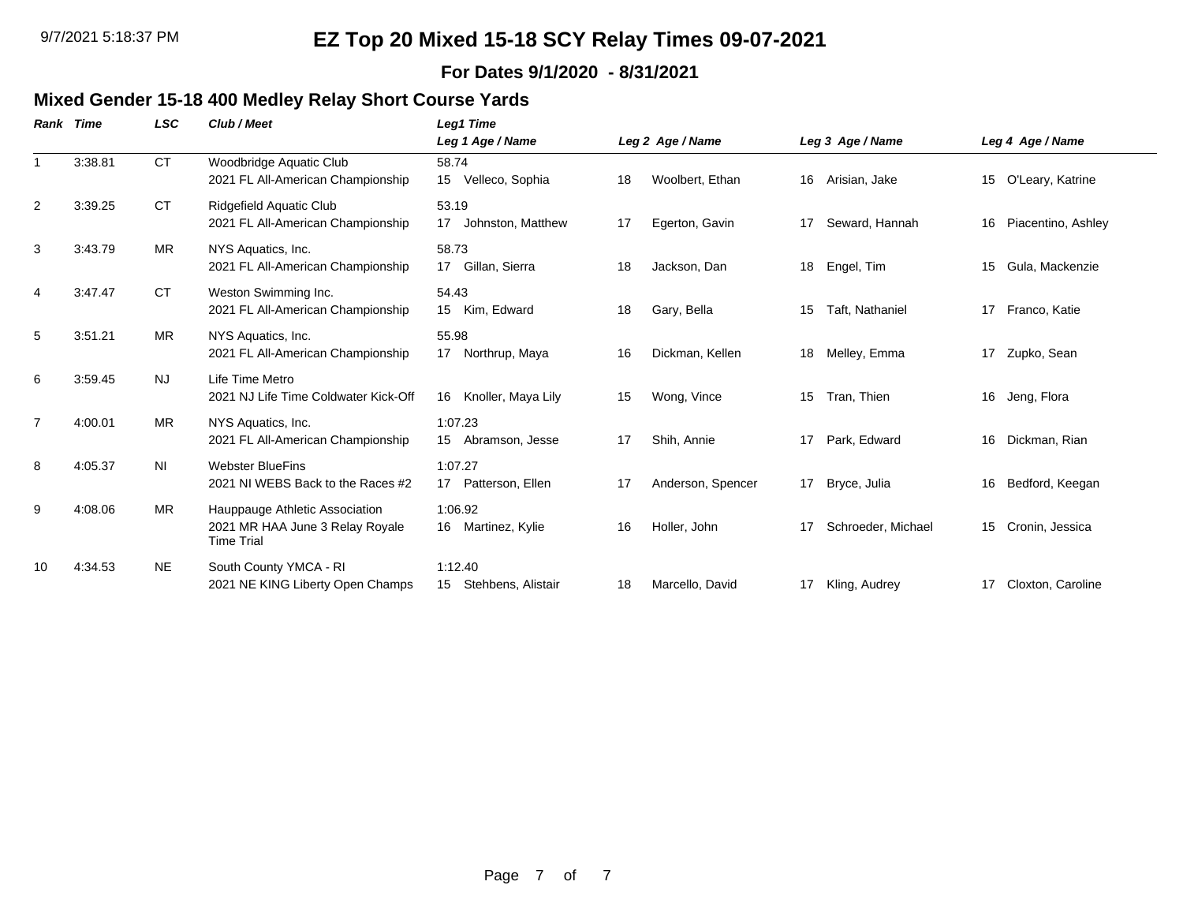9/7/2021 5:18:37 PM

# EZ Top 20 Mixed 15-18 SCY Relay Times 09-07-2021

**For Dates 9/1/2020 - 8/31/2021**

## Mixed Gender 15-18 400 Medley Relay Short Course Yards

| Rank | Time | LSC | Club / Meet | Leg1 Time / Leg 1 Age / Name | Leg 2 Age / Name | Leg 3 Age / Name | Leg 4 Age / Name |
|---|---|---|---|---|---|---|---|
| 1 | 3:38.81 | CT | Woodbridge Aquatic Club<br>2021 FL All-American Championship | 58.74<br>15 Velleco, Sophia | 18 Woolbert, Ethan | 16 Arisian, Jake | 15 O'Leary, Katrine |
| 2 | 3:39.25 | CT | Ridgefield Aquatic Club<br>2021 FL All-American Championship | 53.19<br>17 Johnston, Matthew | 17 Egerton, Gavin | 17 Seward, Hannah | 16 Piacentino, Ashley |
| 3 | 3:43.79 | MR | NYS Aquatics, Inc.<br>2021 FL All-American Championship | 58.73<br>17 Gillan, Sierra | 18 Jackson, Dan | 18 Engel, Tim | 15 Gula, Mackenzie |
| 4 | 3:47.47 | CT | Weston Swimming Inc.<br>2021 FL All-American Championship | 54.43<br>15 Kim, Edward | 18 Gary, Bella | 15 Taft, Nathaniel | 17 Franco, Katie |
| 5 | 3:51.21 | MR | NYS Aquatics, Inc.<br>2021 FL All-American Championship | 55.98<br>17 Northrup, Maya | 16 Dickman, Kellen | 18 Melley, Emma | 17 Zupko, Sean |
| 6 | 3:59.45 | NJ | Life Time Metro<br>2021 NJ Life Time Coldwater Kick-Off | 16 Knoller, Maya Lily | 15 Wong, Vince | 15 Tran, Thien | 16 Jeng, Flora |
| 7 | 4:00.01 | MR | NYS Aquatics, Inc.<br>2021 FL All-American Championship | 1:07.23<br>15 Abramson, Jesse | 17 Shih, Annie | 17 Park, Edward | 16 Dickman, Rian |
| 8 | 4:05.37 | NI | Webster BlueFins<br>2021 NI WEBS Back to the Races #2 | 1:07.27<br>17 Patterson, Ellen | 17 Anderson, Spencer | 17 Bryce, Julia | 16 Bedford, Keegan |
| 9 | 4:08.06 | MR | Hauppauge Athletic Association<br>2021 MR HAA June 3 Relay Royale Time Trial | 1:06.92<br>16 Martinez, Kylie | 16 Holler, John | 17 Schroeder, Michael | 15 Cronin, Jessica |
| 10 | 4:34.53 | NE | South County YMCA - RI<br>2021 NE KING Liberty Open Champs | 1:12.40<br>15 Stehbens, Alistair | 18 Marcello, David | 17 Kling, Audrey | 17 Cloxton, Caroline |